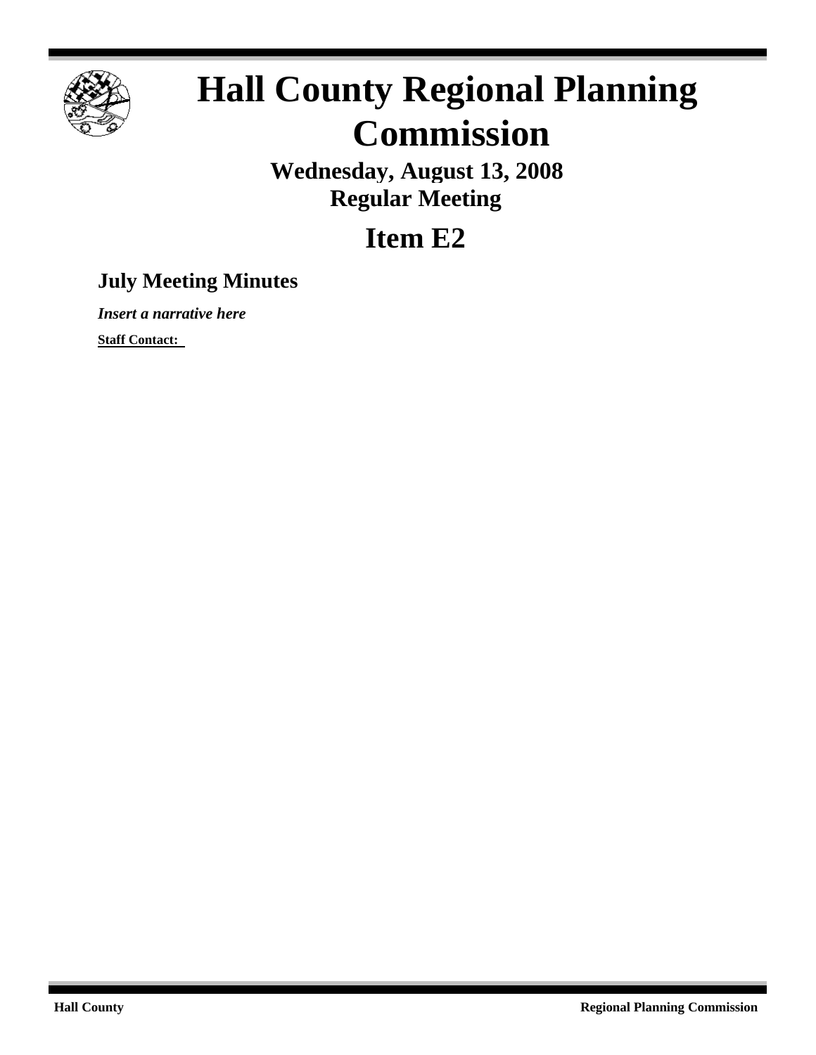# Hall County Regional Planning Commission

**Wednesday, August 13, 2008**
**Regular Meeting**

# Item E2

## July Meeting Minutes

***Insert a narrative here***

**Staff Contact:**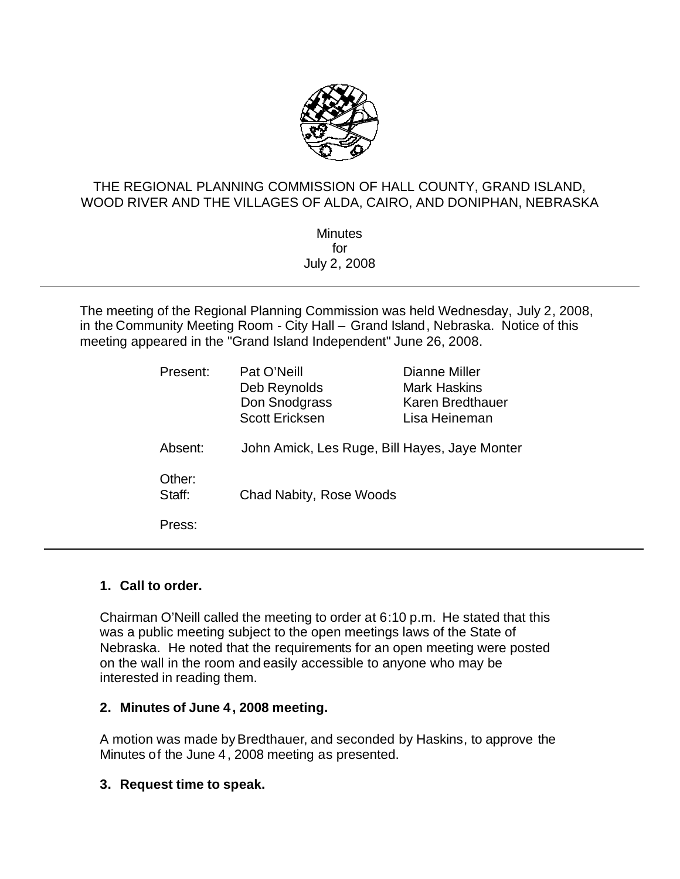THE REGIONAL PLANNING COMMISSION OF HALL COUNTY, GRAND ISLAND, WOOD RIVER AND THE VILLAGES OF ALDA, CAIRO, AND DONIPHAN, NEBRASKA

Minutes
for
July 2, 2008

---

The meeting of the Regional Planning Commission was held Wednesday, July 2, 2008, in the Community Meeting Room - City Hall – Grand Island, Nebraska. Notice of this meeting appeared in the "Grand Island Independent" June 26, 2008.

| | | |
|---|---|---|
| Present: | Pat O'Neill | Dianne Miller |
| | Deb Reynolds | Mark Haskins |
| | Don Snodgrass | Karen Bredthauer |
| | Scott Ericksen | Lisa Heineman |
| Absent: | John Amick, Les Ruge, Bill Hayes, Jaye Monter | |
| Other: | | |
| Staff: | Chad Nabity, Rose Woods | |
| Press: | | |

---

**1. Call to order.**

Chairman O'Neill called the meeting to order at 6:10 p.m. He stated that this was a public meeting subject to the open meetings laws of the State of Nebraska. He noted that the requirements for an open meeting were posted on the wall in the room and easily accessible to anyone who may be interested in reading them.

**2. Minutes of June 4, 2008 meeting.**

A motion was made by Bredthauer, and seconded by Haskins, to approve the Minutes of the June 4, 2008 meeting as presented.

**3. Request time to speak.**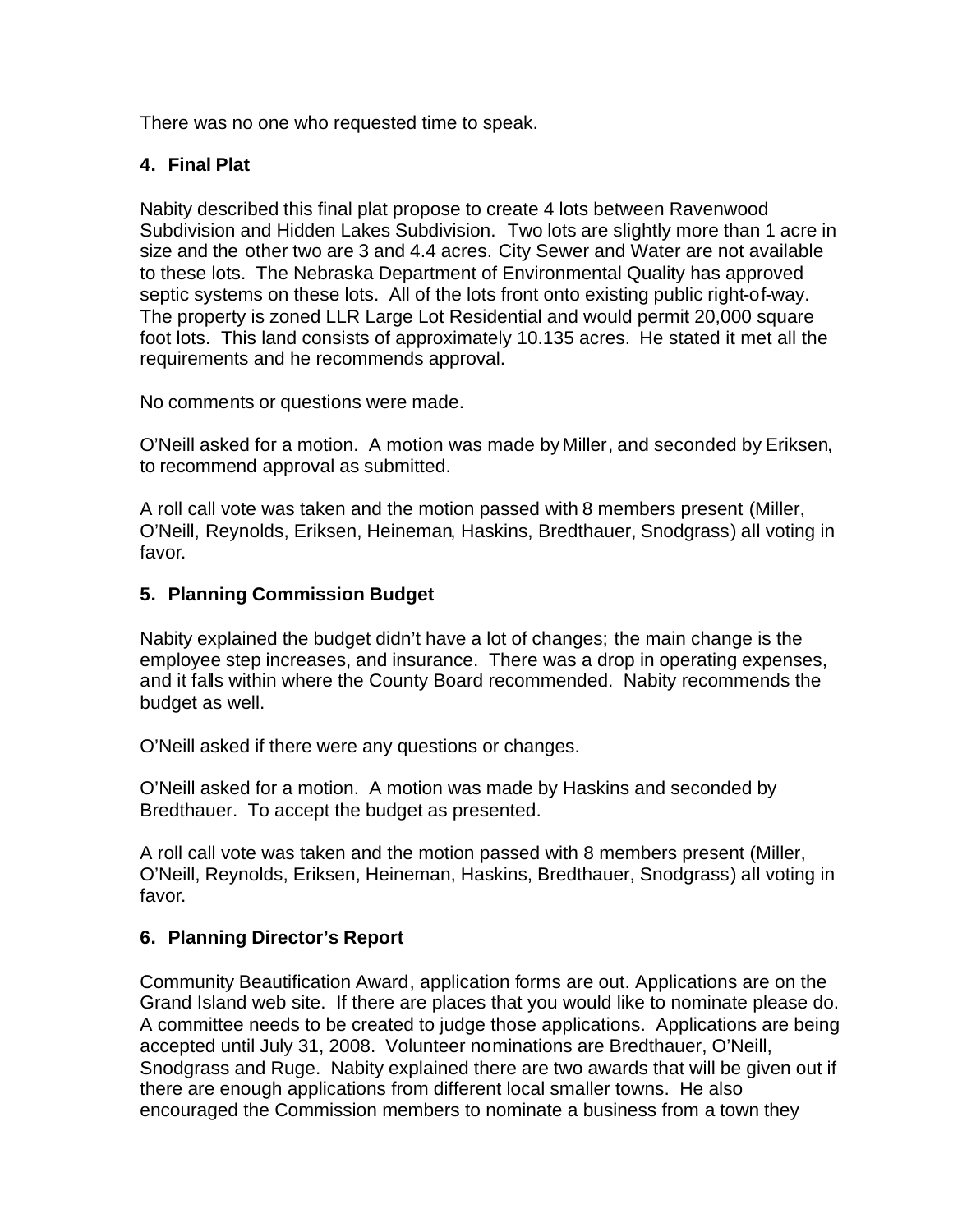There was no one who requested time to speak.

### 4. Final Plat

Nabity described this final plat propose to create 4 lots between Ravenwood Subdivision and Hidden Lakes Subdivision. Two lots are slightly more than 1 acre in size and the other two are 3 and 4.4 acres. City Sewer and Water are not available to these lots. The Nebraska Department of Environmental Quality has approved septic systems on these lots. All of the lots front onto existing public right-of-way. The property is zoned LLR Large Lot Residential and would permit 20,000 square foot lots. This land consists of approximately 10.135 acres. He stated it met all the requirements and he recommends approval.

No comments or questions were made.

O'Neill asked for a motion. A motion was made by Miller, and seconded by Eriksen, to recommend approval as submitted.

A roll call vote was taken and the motion passed with 8 members present (Miller, O'Neill, Reynolds, Eriksen, Heineman, Haskins, Bredthauer, Snodgrass) all voting in favor.

### 5. Planning Commission Budget

Nabity explained the budget didn't have a lot of changes; the main change is the employee step increases, and insurance. There was a drop in operating expenses, and it falls within where the County Board recommended. Nabity recommends the budget as well.

O'Neill asked if there were any questions or changes.

O'Neill asked for a motion. A motion was made by Haskins and seconded by Bredthauer. To accept the budget as presented.

A roll call vote was taken and the motion passed with 8 members present (Miller, O'Neill, Reynolds, Eriksen, Heineman, Haskins, Bredthauer, Snodgrass) all voting in favor.

### 6. Planning Director's Report

Community Beautification Award, application forms are out. Applications are on the Grand Island web site. If there are places that you would like to nominate please do. A committee needs to be created to judge those applications. Applications are being accepted until July 31, 2008. Volunteer nominations are Bredthauer, O'Neill, Snodgrass and Ruge. Nabity explained there are two awards that will be given out if there are enough applications from different local smaller towns. He also encouraged the Commission members to nominate a business from a town they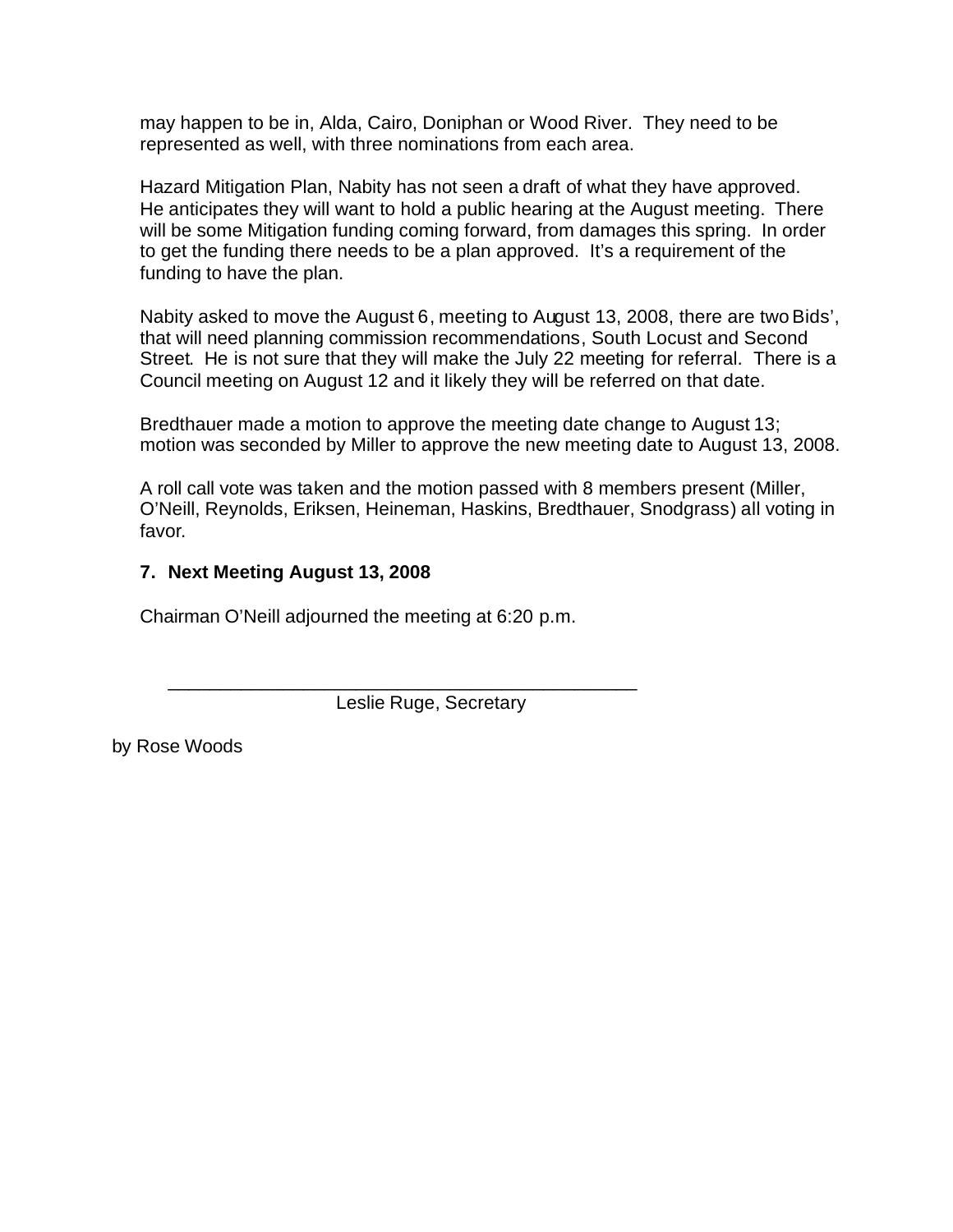may happen to be in, Alda, Cairo, Doniphan or Wood River. They need to be represented as well, with three nominations from each area.

Hazard Mitigation Plan, Nabity has not seen a draft of what they have approved. He anticipates they will want to hold a public hearing at the August meeting. There will be some Mitigation funding coming forward, from damages this spring. In order to get the funding there needs to be a plan approved. It's a requirement of the funding to have the plan.

Nabity asked to move the August 6, meeting to August 13, 2008, there are two Bids', that will need planning commission recommendations, South Locust and Second Street. He is not sure that they will make the July 22 meeting for referral. There is a Council meeting on August 12 and it likely they will be referred on that date.

Bredthauer made a motion to approve the meeting date change to August 13; motion was seconded by Miller to approve the new meeting date to August 13, 2008.

A roll call vote was taken and the motion passed with 8 members present (Miller, O'Neill, Reynolds, Eriksen, Heineman, Haskins, Bredthauer, Snodgrass) all voting in favor.

**7. Next Meeting August 13, 2008**

Chairman O'Neill adjourned the meeting at 6:20 p.m.

\_\_\_\_\_\_\_\_\_\_\_\_\_\_\_\_\_\_\_\_\_\_\_\_\_\_\_\_\_\_\_\_\_\_\_\_\_\_\_\_\_\_\_\_\_

Leslie Ruge, Secretary

by Rose Woods